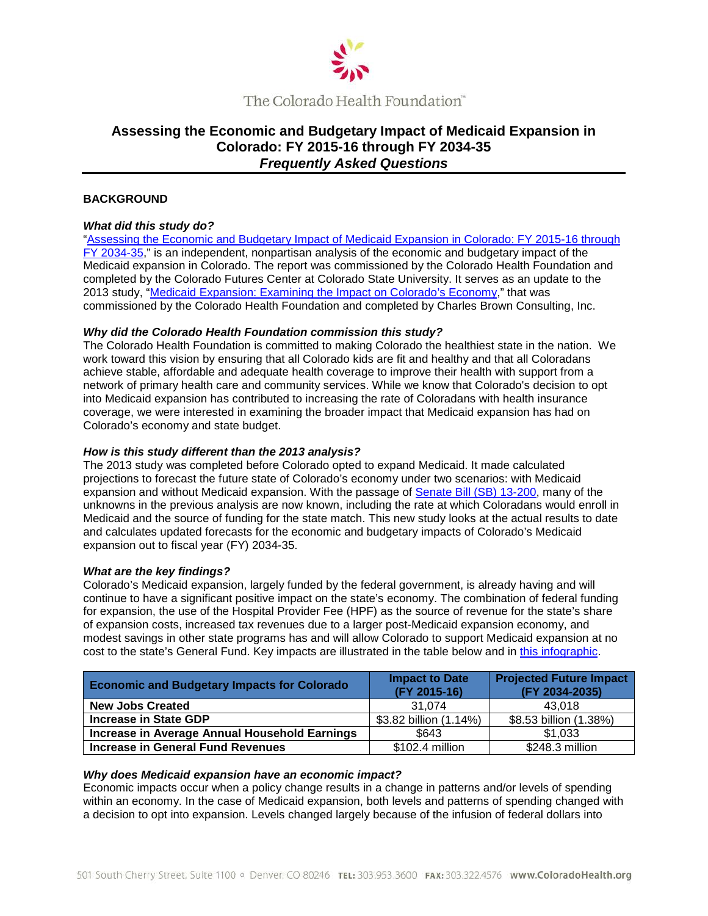The Colorado Health Foundation™

# Assessing the Economic and Budgetary Impact of Medicaid Expansion in Colorado: FY 2015-16 through FY 2034-35

## *Frequently Asked Questions*

### BACKGROUND

***What did this study do?***

"Assessing the Economic and Budgetary Impact of Medicaid Expansion in Colorado: FY 2015-16 through FY 2034-35," is an independent, nonpartisan analysis of the economic and budgetary impact of the Medicaid expansion in Colorado. The report was commissioned by the Colorado Health Foundation and completed by the Colorado Futures Center at Colorado State University. It serves as an update to the 2013 study, "Medicaid Expansion: Examining the Impact on Colorado's Economy," that was commissioned by the Colorado Health Foundation and completed by Charles Brown Consulting, Inc.

***Why did the Colorado Health Foundation commission this study?***

The Colorado Health Foundation is committed to making Colorado the healthiest state in the nation. We work toward this vision by ensuring that all Colorado kids are fit and healthy and that all Coloradans achieve stable, affordable and adequate health coverage to improve their health with support from a network of primary health care and community services. While we know that Colorado's decision to opt into Medicaid expansion has contributed to increasing the rate of Coloradans with health insurance coverage, we were interested in examining the broader impact that Medicaid expansion has had on Colorado's economy and state budget.

***How is this study different than the 2013 analysis?***

The 2013 study was completed before Colorado opted to expand Medicaid. It made calculated projections to forecast the future state of Colorado's economy under two scenarios: with Medicaid expansion and without Medicaid expansion. With the passage of Senate Bill (SB) 13-200, many of the unknowns in the previous analysis are now known, including the rate at which Coloradans would enroll in Medicaid and the source of funding for the state match. This new study looks at the actual results to date and calculates updated forecasts for the economic and budgetary impacts of Colorado's Medicaid expansion out to fiscal year (FY) 2034-35.

***What are the key findings?***

Colorado's Medicaid expansion, largely funded by the federal government, is already having and will continue to have a significant positive impact on the state's economy. The combination of federal funding for expansion, the use of the Hospital Provider Fee (HPF) as the source of revenue for the state's share of expansion costs, increased tax revenues due to a larger post-Medicaid expansion economy, and modest savings in other state programs has and will allow Colorado to support Medicaid expansion at no cost to the state's General Fund. Key impacts are illustrated in the table below and in this infographic.

| Economic and Budgetary Impacts for Colorado | Impact to Date (FY 2015-16) | Projected Future Impact (FY 2034-2035) |
|---|---|---|
| **New Jobs Created** | 31,074 | 43,018 |
| **Increase in State GDP** | $3.82 billion (1.14%) | $8.53 billion (1.38%) |
| **Increase in Average Annual Household Earnings** | $643 | $1,033 |
| **Increase in General Fund Revenues** | $102.4 million | $248.3 million |

***Why does Medicaid expansion have an economic impact?***

Economic impacts occur when a policy change results in a change in patterns and/or levels of spending within an economy. In the case of Medicaid expansion, both levels and patterns of spending changed with a decision to opt into expansion. Levels changed largely because of the infusion of federal dollars into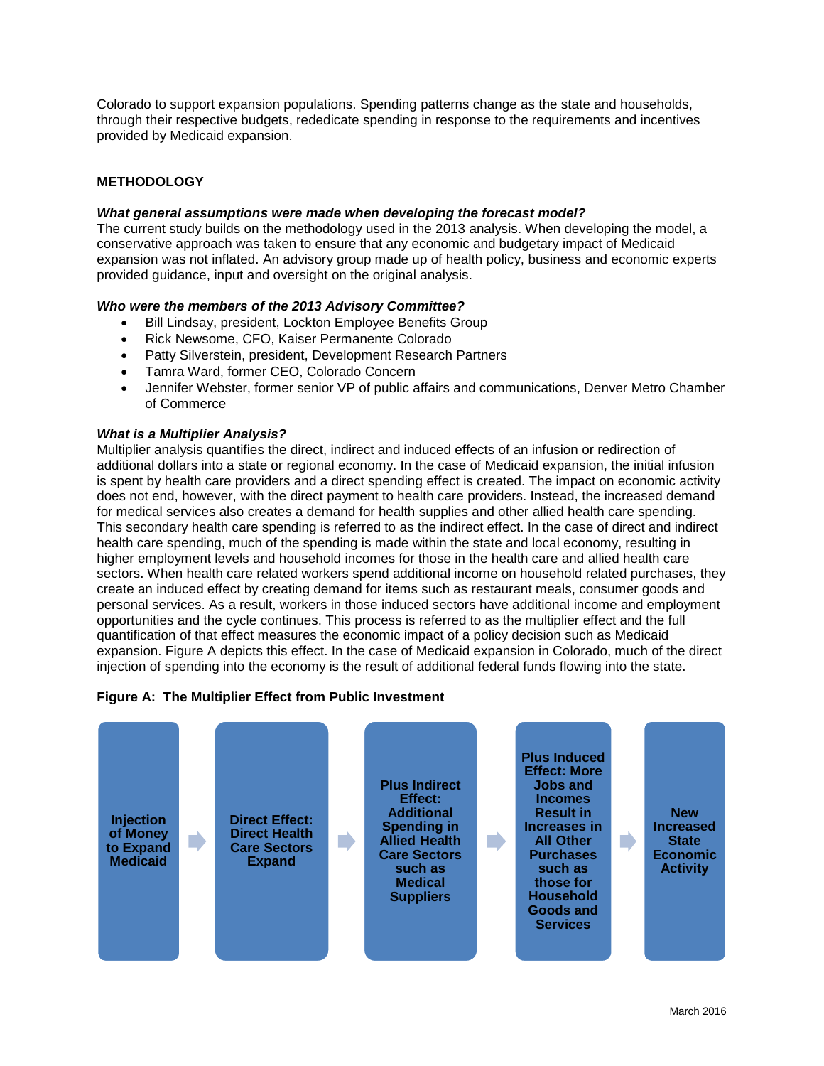Colorado to support expansion populations. Spending patterns change as the state and households, through their respective budgets, rededicate spending in response to the requirements and incentives provided by Medicaid expansion.

## METHODOLOGY

### *What general assumptions were made when developing the forecast model?*

The current study builds on the methodology used in the 2013 analysis. When developing the model, a conservative approach was taken to ensure that any economic and budgetary impact of Medicaid expansion was not inflated. An advisory group made up of health policy, business and economic experts provided guidance, input and oversight on the original analysis.

### *Who were the members of the 2013 Advisory Committee?*

- Bill Lindsay, president, Lockton Employee Benefits Group
- Rick Newsome, CFO, Kaiser Permanente Colorado
- Patty Silverstein, president, Development Research Partners
- Tamra Ward, former CEO, Colorado Concern
- Jennifer Webster, former senior VP of public affairs and communications, Denver Metro Chamber of Commerce

### *What is a Multiplier Analysis?*

Multiplier analysis quantifies the direct, indirect and induced effects of an infusion or redirection of additional dollars into a state or regional economy. In the case of Medicaid expansion, the initial infusion is spent by health care providers and a direct spending effect is created. The impact on economic activity does not end, however, with the direct payment to health care providers. Instead, the increased demand for medical services also creates a demand for health supplies and other allied health care spending. This secondary health care spending is referred to as the indirect effect. In the case of direct and indirect health care spending, much of the spending is made within the state and local economy, resulting in higher employment levels and household incomes for those in the health care and allied health care sectors. When health care related workers spend additional income on household related purchases, they create an induced effect by creating demand for items such as restaurant meals, consumer goods and personal services. As a result, workers in those induced sectors have additional income and employment opportunities and the cycle continues. This process is referred to as the multiplier effect and the full quantification of that effect measures the economic impact of a policy decision such as Medicaid expansion. Figure A depicts this effect. In the case of Medicaid expansion in Colorado, much of the direct injection of spending into the economy is the result of additional federal funds flowing into the state.

**Figure A: The Multiplier Effect from Public Investment**

Injection of Money to Expand Medicaid → Direct Effect: Direct Health Care Sectors Expand → Plus Indirect Effect: Additional Spending in Allied Health Care Sectors such as Medical Suppliers → Plus Induced Effect: More Jobs and Incomes Result in Increases in All Other Purchases such as those for Household Goods and Services → New Increased State Economic Activity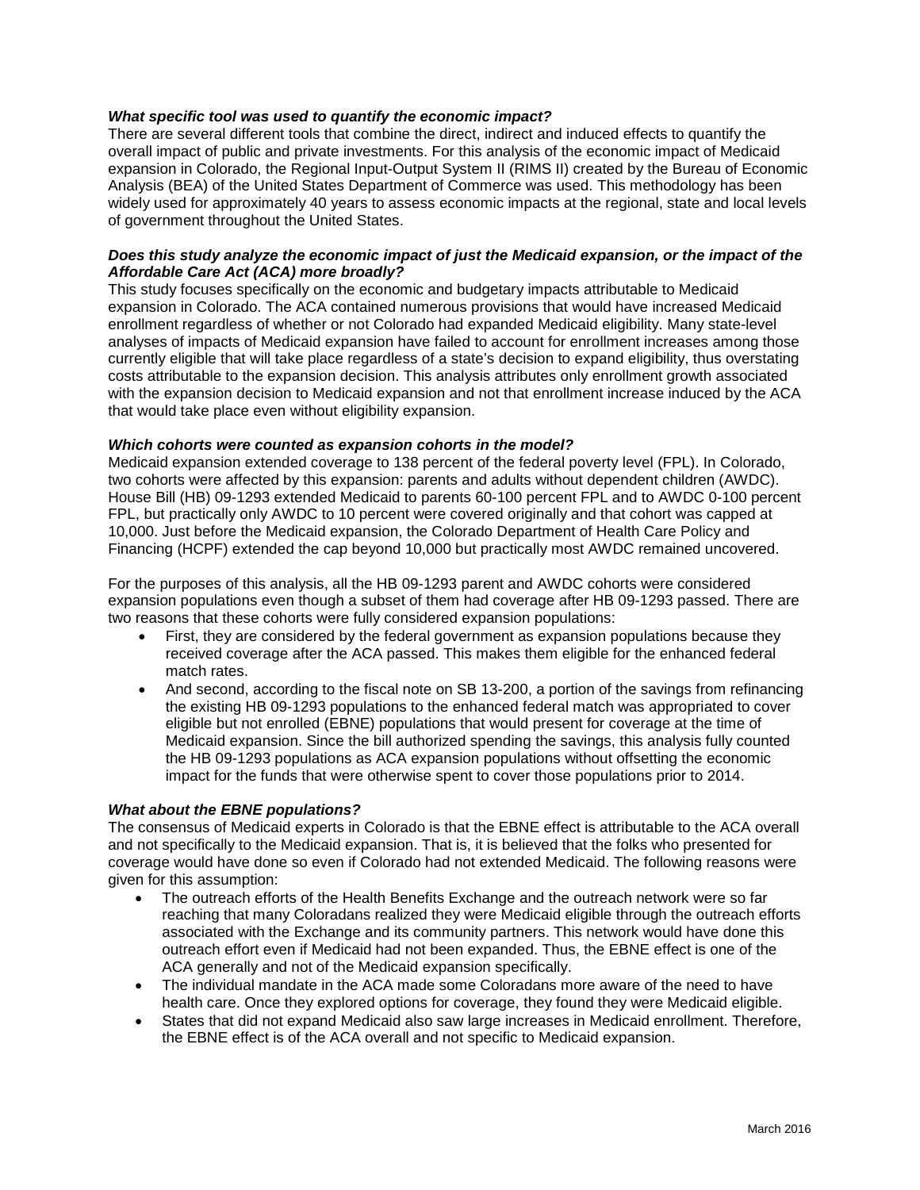***What specific tool was used to quantify the economic impact?***
There are several different tools that combine the direct, indirect and induced effects to quantify the overall impact of public and private investments. For this analysis of the economic impact of Medicaid expansion in Colorado, the Regional Input-Output System II (RIMS II) created by the Bureau of Economic Analysis (BEA) of the United States Department of Commerce was used. This methodology has been widely used for approximately 40 years to assess economic impacts at the regional, state and local levels of government throughout the United States.

***Does this study analyze the economic impact of just the Medicaid expansion, or the impact of the Affordable Care Act (ACA) more broadly?***
This study focuses specifically on the economic and budgetary impacts attributable to Medicaid expansion in Colorado. The ACA contained numerous provisions that would have increased Medicaid enrollment regardless of whether or not Colorado had expanded Medicaid eligibility. Many state-level analyses of impacts of Medicaid expansion have failed to account for enrollment increases among those currently eligible that will take place regardless of a state's decision to expand eligibility, thus overstating costs attributable to the expansion decision. This analysis attributes only enrollment growth associated with the expansion decision to Medicaid expansion and not that enrollment increase induced by the ACA that would take place even without eligibility expansion.

***Which cohorts were counted as expansion cohorts in the model?***
Medicaid expansion extended coverage to 138 percent of the federal poverty level (FPL). In Colorado, two cohorts were affected by this expansion: parents and adults without dependent children (AWDC). House Bill (HB) 09-1293 extended Medicaid to parents 60-100 percent FPL and to AWDC 0-100 percent FPL, but practically only AWDC to 10 percent were covered originally and that cohort was capped at 10,000. Just before the Medicaid expansion, the Colorado Department of Health Care Policy and Financing (HCPF) extended the cap beyond 10,000 but practically most AWDC remained uncovered.

For the purposes of this analysis, all the HB 09-1293 parent and AWDC cohorts were considered expansion populations even though a subset of them had coverage after HB 09-1293 passed. There are two reasons that these cohorts were fully considered expansion populations:

- First, they are considered by the federal government as expansion populations because they received coverage after the ACA passed. This makes them eligible for the enhanced federal match rates.
- And second, according to the fiscal note on SB 13-200, a portion of the savings from refinancing the existing HB 09-1293 populations to the enhanced federal match was appropriated to cover eligible but not enrolled (EBNE) populations that would present for coverage at the time of Medicaid expansion. Since the bill authorized spending the savings, this analysis fully counted the HB 09-1293 populations as ACA expansion populations without offsetting the economic impact for the funds that were otherwise spent to cover those populations prior to 2014.

***What about the EBNE populations?***
The consensus of Medicaid experts in Colorado is that the EBNE effect is attributable to the ACA overall and not specifically to the Medicaid expansion. That is, it is believed that the folks who presented for coverage would have done so even if Colorado had not extended Medicaid. The following reasons were given for this assumption:

- The outreach efforts of the Health Benefits Exchange and the outreach network were so far reaching that many Coloradans realized they were Medicaid eligible through the outreach efforts associated with the Exchange and its community partners. This network would have done this outreach effort even if Medicaid had not been expanded. Thus, the EBNE effect is one of the ACA generally and not of the Medicaid expansion specifically.
- The individual mandate in the ACA made some Coloradans more aware of the need to have health care. Once they explored options for coverage, they found they were Medicaid eligible.
- States that did not expand Medicaid also saw large increases in Medicaid enrollment. Therefore, the EBNE effect is of the ACA overall and not specific to Medicaid expansion.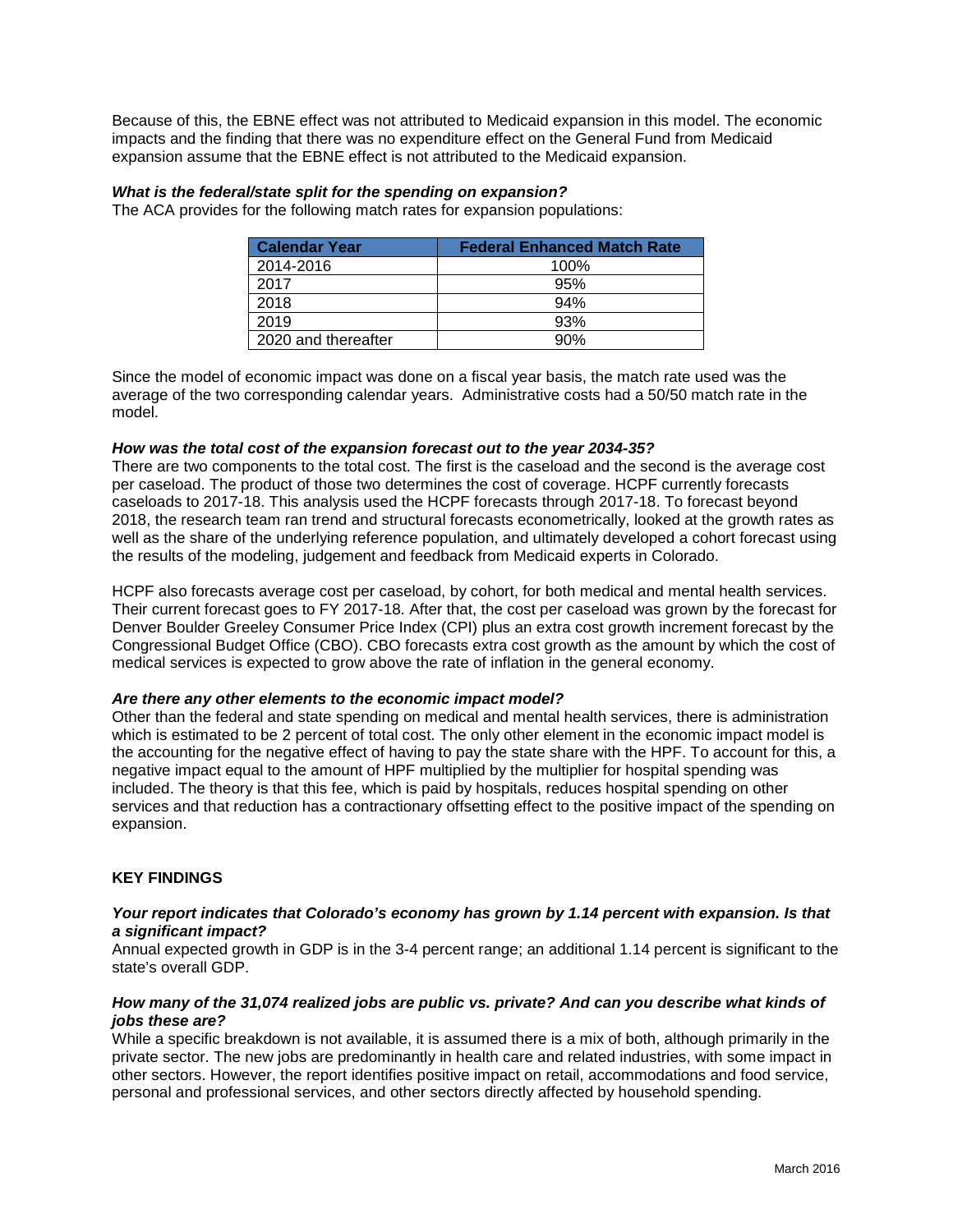Because of this, the EBNE effect was not attributed to Medicaid expansion in this model. The economic impacts and the finding that there was no expenditure effect on the General Fund from Medicaid expansion assume that the EBNE effect is not attributed to the Medicaid expansion.

***What is the federal/state split for the spending on expansion?***

The ACA provides for the following match rates for expansion populations:

| Calendar Year | Federal Enhanced Match Rate |
|---|---|
| 2014-2016 | 100% |
| 2017 | 95% |
| 2018 | 94% |
| 2019 | 93% |
| 2020 and thereafter | 90% |

Since the model of economic impact was done on a fiscal year basis, the match rate used was the average of the two corresponding calendar years. Administrative costs had a 50/50 match rate in the model.

***How was the total cost of the expansion forecast out to the year 2034-35?***

There are two components to the total cost. The first is the caseload and the second is the average cost per caseload. The product of those two determines the cost of coverage. HCPF currently forecasts caseloads to 2017-18. This analysis used the HCPF forecasts through 2017-18. To forecast beyond 2018, the research team ran trend and structural forecasts econometrically, looked at the growth rates as well as the share of the underlying reference population, and ultimately developed a cohort forecast using the results of the modeling, judgement and feedback from Medicaid experts in Colorado.

HCPF also forecasts average cost per caseload, by cohort, for both medical and mental health services. Their current forecast goes to FY 2017-18. After that, the cost per caseload was grown by the forecast for Denver Boulder Greeley Consumer Price Index (CPI) plus an extra cost growth increment forecast by the Congressional Budget Office (CBO). CBO forecasts extra cost growth as the amount by which the cost of medical services is expected to grow above the rate of inflation in the general economy.

***Are there any other elements to the economic impact model?***

Other than the federal and state spending on medical and mental health services, there is administration which is estimated to be 2 percent of total cost. The only other element in the economic impact model is the accounting for the negative effect of having to pay the state share with the HPF. To account for this, a negative impact equal to the amount of HPF multiplied by the multiplier for hospital spending was included. The theory is that this fee, which is paid by hospitals, reduces hospital spending on other services and that reduction has a contractionary offsetting effect to the positive impact of the spending on expansion.

## KEY FINDINGS

***Your report indicates that Colorado's economy has grown by 1.14 percent with expansion. Is that a significant impact?***

Annual expected growth in GDP is in the 3-4 percent range; an additional 1.14 percent is significant to the state's overall GDP.

***How many of the 31,074 realized jobs are public vs. private? And can you describe what kinds of jobs these are?***

While a specific breakdown is not available, it is assumed there is a mix of both, although primarily in the private sector. The new jobs are predominantly in health care and related industries, with some impact in other sectors. However, the report identifies positive impact on retail, accommodations and food service, personal and professional services, and other sectors directly affected by household spending.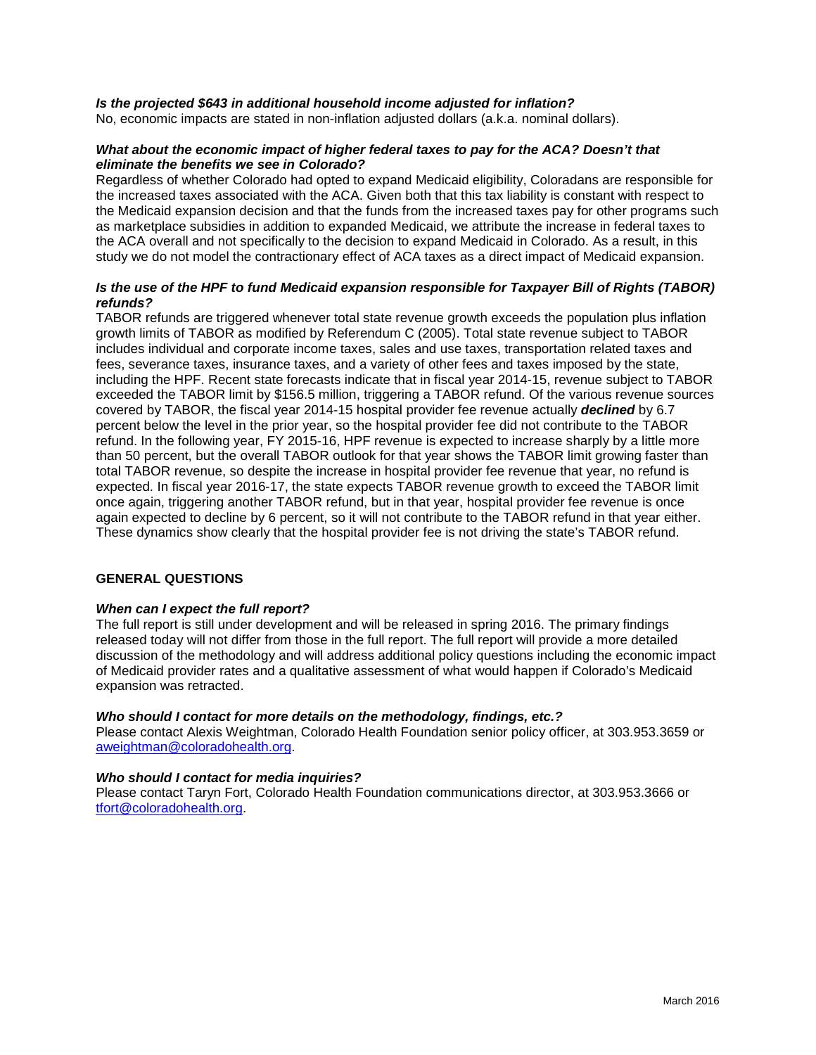***Is the projected $643 in additional household income adjusted for inflation?***

No, economic impacts are stated in non-inflation adjusted dollars (a.k.a. nominal dollars).

***What about the economic impact of higher federal taxes to pay for the ACA? Doesn't that eliminate the benefits we see in Colorado?***

Regardless of whether Colorado had opted to expand Medicaid eligibility, Coloradans are responsible for the increased taxes associated with the ACA. Given both that this tax liability is constant with respect to the Medicaid expansion decision and that the funds from the increased taxes pay for other programs such as marketplace subsidies in addition to expanded Medicaid, we attribute the increase in federal taxes to the ACA overall and not specifically to the decision to expand Medicaid in Colorado. As a result, in this study we do not model the contractionary effect of ACA taxes as a direct impact of Medicaid expansion.

***Is the use of the HPF to fund Medicaid expansion responsible for Taxpayer Bill of Rights (TABOR) refunds?***

TABOR refunds are triggered whenever total state revenue growth exceeds the population plus inflation growth limits of TABOR as modified by Referendum C (2005). Total state revenue subject to TABOR includes individual and corporate income taxes, sales and use taxes, transportation related taxes and fees, severance taxes, insurance taxes, and a variety of other fees and taxes imposed by the state, including the HPF. Recent state forecasts indicate that in fiscal year 2014-15, revenue subject to TABOR exceeded the TABOR limit by $156.5 million, triggering a TABOR refund. Of the various revenue sources covered by TABOR, the fiscal year 2014-15 hospital provider fee revenue actually ***declined*** by 6.7 percent below the level in the prior year, so the hospital provider fee did not contribute to the TABOR refund. In the following year, FY 2015-16, HPF revenue is expected to increase sharply by a little more than 50 percent, but the overall TABOR outlook for that year shows the TABOR limit growing faster than total TABOR revenue, so despite the increase in hospital provider fee revenue that year, no refund is expected. In fiscal year 2016-17, the state expects TABOR revenue growth to exceed the TABOR limit once again, triggering another TABOR refund, but in that year, hospital provider fee revenue is once again expected to decline by 6 percent, so it will not contribute to the TABOR refund in that year either. These dynamics show clearly that the hospital provider fee is not driving the state's TABOR refund.

## GENERAL QUESTIONS

***When can I expect the full report?***

The full report is still under development and will be released in spring 2016. The primary findings released today will not differ from those in the full report. The full report will provide a more detailed discussion of the methodology and will address additional policy questions including the economic impact of Medicaid provider rates and a qualitative assessment of what would happen if Colorado's Medicaid expansion was retracted.

***Who should I contact for more details on the methodology, findings, etc.?***

Please contact Alexis Weightman, Colorado Health Foundation senior policy officer, at 303.953.3659 or aweightman@coloradohealth.org.

***Who should I contact for media inquiries?***

Please contact Taryn Fort, Colorado Health Foundation communications director, at 303.953.3666 or tfort@coloradohealth.org.

March 2016